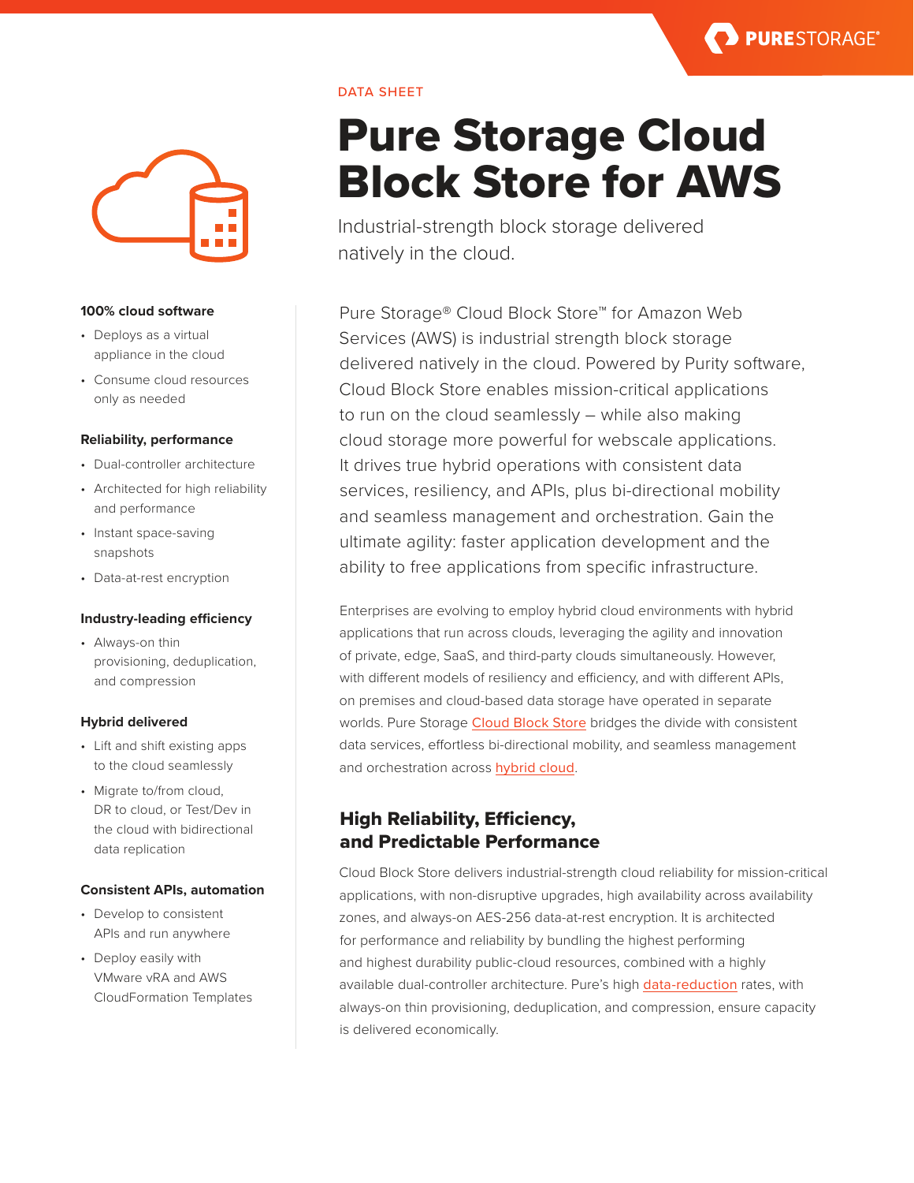DATA SHEET

# Pure Storage Cloud Block Store for AWS

Industrial-strength block storage delivered natively in the cloud.

Pure Storage® Cloud Block Store™ for Amazon Web Services (AWS) is industrial strength block storage delivered natively in the cloud. Powered by Purity software, Cloud Block Store enables mission-critical applications to run on the cloud seamlessly – while also making cloud storage more powerful for webscale applications. It drives true hybrid operations with consistent data services, resiliency, and APIs, plus bi-directional mobility and seamless management and orchestration. Gain the ultimate agility: faster application development and the ability to free applications from specific infrastructure.

Enterprises are evolving to employ hybrid cloud environments with hybrid applications that run across clouds, leveraging the agility and innovation of private, edge, SaaS, and third-party clouds simultaneously. However, with different models of resiliency and efficiency, and with different APIs, on premises and cloud-based data storage have operated in separate worlds. Pure Storage Cloud Block Store bridges the divide with consistent data services, effortless bi-directional mobility, and seamless management and orchestration across hybrid cloud.

## High Reliability, Efficiency, and Predictable Performance

Cloud Block Store delivers industrial-strength cloud reliability for mission-critical applications, with non-disruptive upgrades, high availability across availability zones, and always-on AES-256 data-at-rest encryption. It is architected for performance and reliability by bundling the highest performing and highest durability public-cloud resources, combined with a highly available dual-controller architecture. Pure's high data-reduction rates, with always-on thin provisioning, deduplication, and compression, ensure capacity is delivered economically.

**100% cloud software**

- Deploys as a virtual appliance in the cloud
- Consume cloud resources only as needed

**Reliability, performance**

- Dual-controller architecture
- Architected for high reliability and performance
- Instant space-saving snapshots
- Data-at-rest encryption

**Industry-leading efficiency**

- Always-on thin provisioning, deduplication, and compression

**Hybrid delivered**

- Lift and shift existing apps to the cloud seamlessly
- Migrate to/from cloud, DR to cloud, or Test/Dev in the cloud with bidirectional data replication

**Consistent APIs, automation**

- Develop to consistent APIs and run anywhere
- Deploy easily with VMware vRA and AWS CloudFormation Templates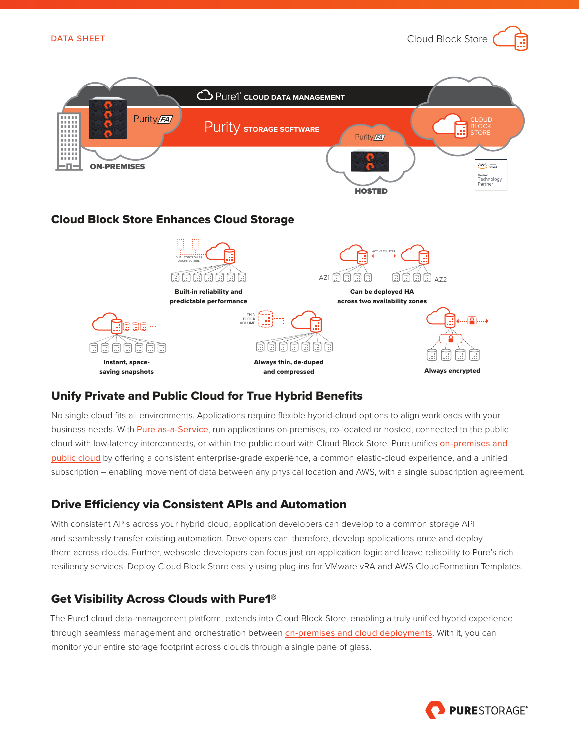## Cloud Block Store Enhances Cloud Storage

**Built-in reliability and predictable performance**

**Can be deployed HA across two availability zones**

**Instant, space-saving snapshots**

**Always thin, de-duped and compressed**

**Always encrypted**

## Unify Private and Public Cloud for True Hybrid Benefits

No single cloud fits all environments. Applications require flexible hybrid-cloud options to align workloads with your business needs. With Pure as-a-Service, run applications on-premises, co-located or hosted, connected to the public cloud with low-latency interconnects, or within the public cloud with Cloud Block Store. Pure unifies on-premises and public cloud by offering a consistent enterprise-grade experience, a common elastic-cloud experience, and a unified subscription – enabling movement of data between any physical location and AWS, with a single subscription agreement.

## Drive Efficiency via Consistent APIs and Automation

With consistent APIs across your hybrid cloud, application developers can develop to a common storage API and seamlessly transfer existing automation. Developers can, therefore, develop applications once and deploy them across clouds. Further, webscale developers can focus just on application logic and leave reliability to Pure's rich resiliency services. Deploy Cloud Block Store easily using plug-ins for VMware vRA and AWS CloudFormation Templates.

## Get Visibility Across Clouds with Pure1®

The Pure1 cloud data-management platform, extends into Cloud Block Store, enabling a truly unified hybrid experience through seamless management and orchestration between on-premises and cloud deployments. With it, you can monitor your entire storage footprint across clouds through a single pane of glass.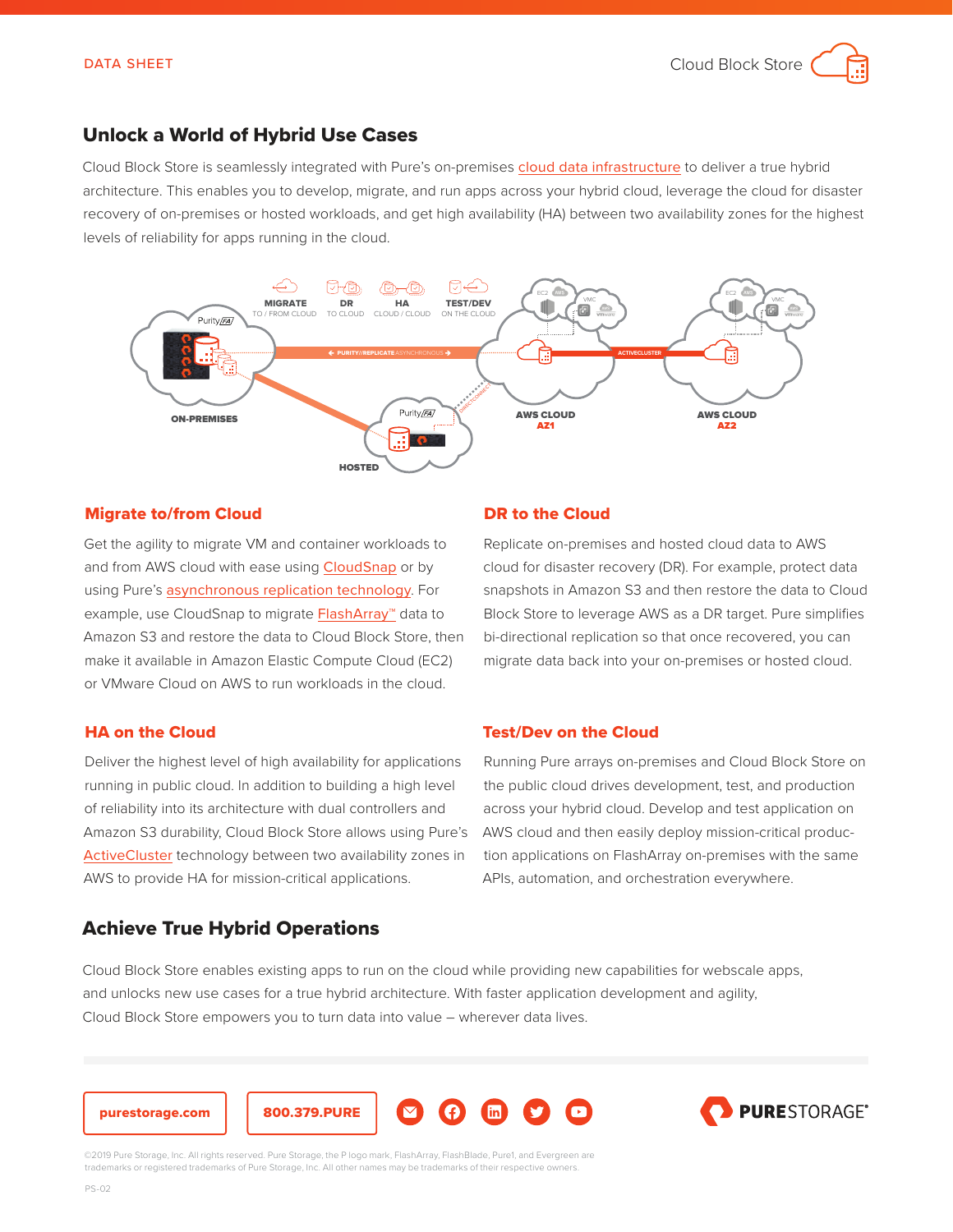## Unlock a World of Hybrid Use Cases

Cloud Block Store is seamlessly integrated with Pure's on-premises cloud data infrastructure to deliver a true hybrid architecture. This enables you to develop, migrate, and run apps across your hybrid cloud, leverage the cloud for disaster recovery of on-premises or hosted workloads, and get high availability (HA) between two availability zones for the highest levels of reliability for apps running in the cloud.

MIGRATE
TO / FROM CLOUD

DR
TO CLOUD

HA
CLOUD / CLOUD

TEST/DEV
ON THE CLOUD

Purity//FA

ON-PREMISES

PURITY//REPLICATE ASYNCHRONOUS

Purity//FA

HOSTED

DIRECT CONNECT

EC2
AWS

VMC
vmware

ACTIVECLUSTER

AWS CLOUD
AZ1

AWS CLOUD
AZ2

### Migrate to/from Cloud

Get the agility to migrate VM and container workloads to and from AWS cloud with ease using CloudSnap or by using Pure's asynchronous replication technology. For example, use CloudSnap to migrate FlashArray™ data to Amazon S3 and restore the data to Cloud Block Store, then make it available in Amazon Elastic Compute Cloud (EC2) or VMware Cloud on AWS to run workloads in the cloud.

### DR to the Cloud

Replicate on-premises and hosted cloud data to AWS cloud for disaster recovery (DR). For example, protect data snapshots in Amazon S3 and then restore the data to Cloud Block Store to leverage AWS as a DR target. Pure simplifies bi-directional replication so that once recovered, you can migrate data back into your on-premises or hosted cloud.

### HA on the Cloud

Deliver the highest level of high availability for applications running in public cloud. In addition to building a high level of reliability into its architecture with dual controllers and Amazon S3 durability, Cloud Block Store allows using Pure's ActiveCluster technology between two availability zones in AWS to provide HA for mission-critical applications.

### Test/Dev on the Cloud

Running Pure arrays on-premises and Cloud Block Store on the public cloud drives development, test, and production across your hybrid cloud. Develop and test application on AWS cloud and then easily deploy mission-critical production applications on FlashArray on-premises with the same APIs, automation, and orchestration everywhere.

## Achieve True Hybrid Operations

Cloud Block Store enables existing apps to run on the cloud while providing new capabilities for webscale apps, and unlocks new use cases for a true hybrid architecture. With faster application development and agility, Cloud Block Store empowers you to turn data into value – wherever data lives.

purestorage.com

800.379.PURE

PURESTORAGE®

©2019 Pure Storage, Inc. All rights reserved. Pure Storage, the P logo mark, FlashArray, FlashBlade, Pure1, and Evergreen are trademarks or registered trademarks of Pure Storage, Inc. All other names may be trademarks of their respective owners.

PS-02